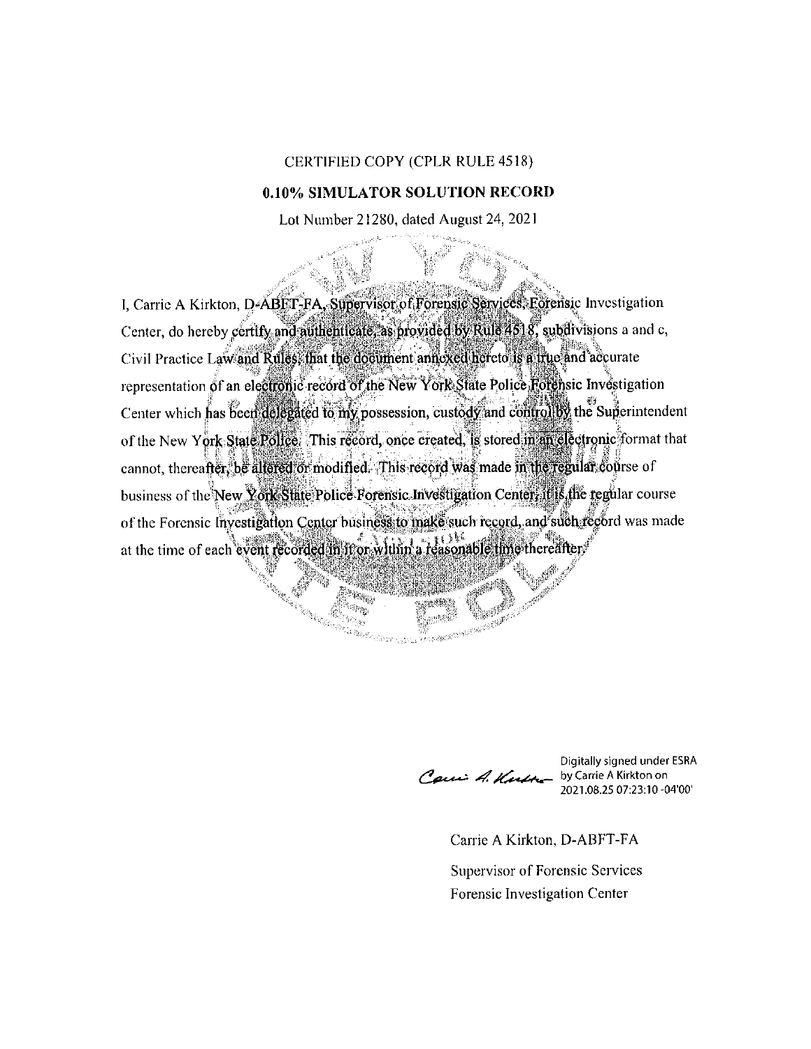CERTIFIED COPY (CPLR RULE 4518)

**0.10% SIMULATOR SOLUTION RECORD**

Lot Number 21280, dated August 24, 2021

I, Carrie A Kirkton, D-ABFT-FA, Supervisor of Forensic Services, Forensic Investigation Center, do hereby certify and authenticate, as provided by Rule 4518, subdivisions a and c, Civil Practice Law and Rules, that the document annexed hereto is a true and accurate representation of an electronic record of the New York State Police Forensic Investigation Center which has been delegated to my possession, custody and control by the Superintendent of the New York State Police. This record, once created, is stored in an electronic format that cannot, thereafter, be altered or modified. This record was made in the regular course of business of the New York State Police Forensic Investigation Center, it is the regular course of the Forensic Investigation Center business to make such record, and such record was made at the time of each event recorded in it or within a reasonable time thereafter.

Digitally signed under ESRA by Carrie A Kirkton on 2021.08.25 07:23:10 -04'00'

Carrie A Kirkton, D-ABFT-FA

Supervisor of Forensic Services

Forensic Investigation Center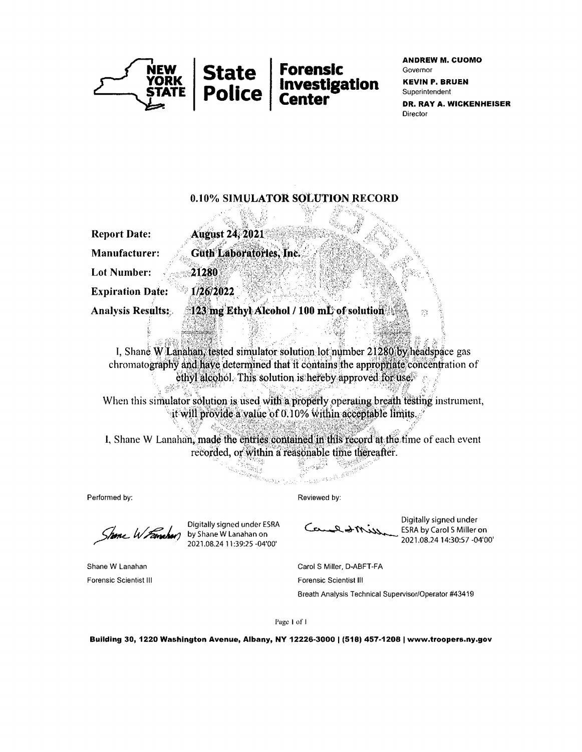**NEW YORK STATE** | **State Police** | **Forensic Investigation Center**

**ANDREW M. CUOMO**
Governor
**KEVIN P. BRUEN**
Superintendent
**DR. RAY A. WICKENHEISER**
Director

## 0.10% SIMULATOR SOLUTION RECORD

| | |
|---|---|
| **Report Date:** | **August 24, 2021** |
| **Manufacturer:** | **Guth Laboratories, Inc.** |
| **Lot Number:** | **21280** |
| **Expiration Date:** | **1/26/2022** |
| **Analysis Results:** | **123 mg Ethyl Alcohol / 100 mL of solution** |

I, Shane W Lanahan, tested simulator solution lot number 21280 by headspace gas chromatography and have determined that it contains the appropriate concentration of ethyl alcohol. This solution is hereby approved for use.

When this simulator solution is used with a properly operating breath testing instrument, it will provide a value of 0.10% within acceptable limits.

I, Shane W Lanahan, made the entries contained in this record at the time of each event recorded, or within a reasonable time thereafter.

Performed by:

Digitally signed under ESRA by Shane W Lanahan on 2021.08.24 11:39:25 -04'00'

Shane W Lanahan
Forensic Scientist III

Reviewed by:

Digitally signed under ESRA by Carol S Miller on 2021.08.24 14:30:57 -04'00'

Carol S Miller, D-ABFT-FA
Forensic Scientist III
Breath Analysis Technical Supervisor/Operator #43419

**Building 30, 1220 Washington Avenue, Albany, NY 12226-3000 | (518) 457-1208 | www.troopers.ny.gov**